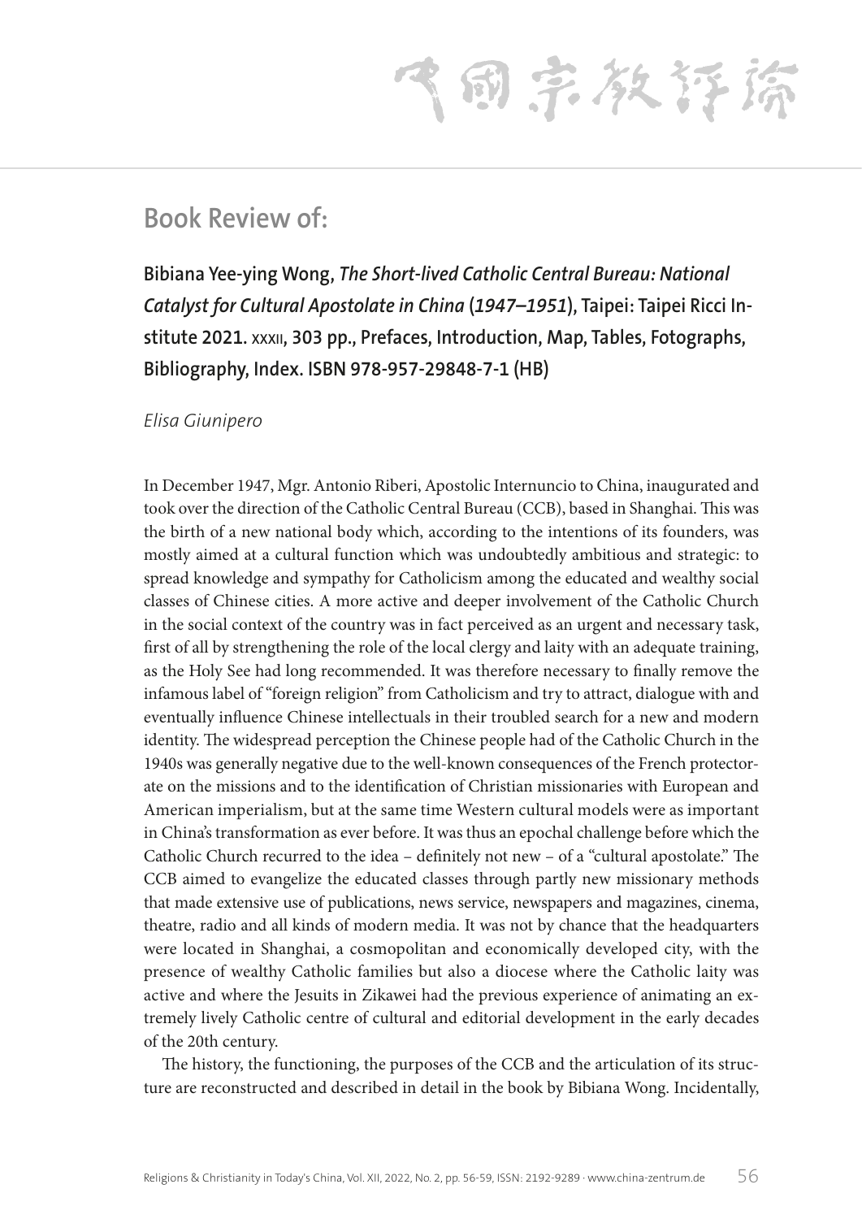## Book Review of:

**Bibiana Yee-ying Wong, *The Short-lived Catholic Central Bureau: National Catalyst for Cultural Apostolate in China (1947–1951)*, Taipei: Taipei Ricci Institute 2021. xxxii, 303 pp., Prefaces, Introduction, Map, Tables, Fotographs, Bibliography, Index. ISBN 978-957-29848-7-1 (HB)**

*Elisa Giunipero*

In December 1947, Mgr. Antonio Riberi, Apostolic Internuncio to China, inaugurated and took over the direction of the Catholic Central Bureau (CCB), based in Shanghai. This was the birth of a new national body which, according to the intentions of its founders, was mostly aimed at a cultural function which was undoubtedly ambitious and strategic: to spread knowledge and sympathy for Catholicism among the educated and wealthy social classes of Chinese cities. A more active and deeper involvement of the Catholic Church in the social context of the country was in fact perceived as an urgent and necessary task, first of all by strengthening the role of the local clergy and laity with an adequate training, as the Holy See had long recommended. It was therefore necessary to finally remove the infamous label of "foreign religion" from Catholicism and try to attract, dialogue with and eventually influence Chinese intellectuals in their troubled search for a new and modern identity. The widespread perception the Chinese people had of the Catholic Church in the 1940s was generally negative due to the well-known consequences of the French protectorate on the missions and to the identification of Christian missionaries with European and American imperialism, but at the same time Western cultural models were as important in China's transformation as ever before. It was thus an epochal challenge before which the Catholic Church recurred to the idea – definitely not new – of a "cultural apostolate." The CCB aimed to evangelize the educated classes through partly new missionary methods that made extensive use of publications, news service, newspapers and magazines, cinema, theatre, radio and all kinds of modern media. It was not by chance that the headquarters were located in Shanghai, a cosmopolitan and economically developed city, with the presence of wealthy Catholic families but also a diocese where the Catholic laity was active and where the Jesuits in Zikawei had the previous experience of animating an extremely lively Catholic centre of cultural and editorial development in the early decades of the 20th century.

The history, the functioning, the purposes of the CCB and the articulation of its structure are reconstructed and described in detail in the book by Bibiana Wong. Incidentally,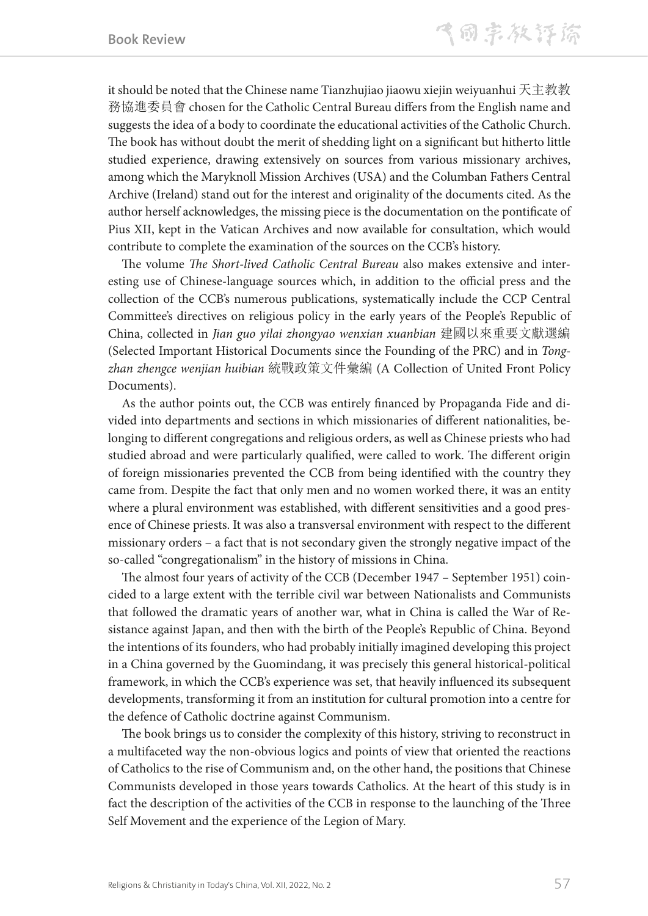it should be noted that the Chinese name Tianzhujiao jiaowu xiejin weiyuanhui 天主教教務協進委員會 chosen for the Catholic Central Bureau differs from the English name and suggests the idea of a body to coordinate the educational activities of the Catholic Church. The book has without doubt the merit of shedding light on a significant but hitherto little studied experience, drawing extensively on sources from various missionary archives, among which the Maryknoll Mission Archives (USA) and the Columban Fathers Central Archive (Ireland) stand out for the interest and originality of the documents cited. As the author herself acknowledges, the missing piece is the documentation on the pontificate of Pius XII, kept in the Vatican Archives and now available for consultation, which would contribute to complete the examination of the sources on the CCB's history.

The volume *The Short-lived Catholic Central Bureau* also makes extensive and interesting use of Chinese-language sources which, in addition to the official press and the collection of the CCB's numerous publications, systematically include the CCP Central Committee's directives on religious policy in the early years of the People's Republic of China, collected in *Jian guo yilai zhongyao wenxian xuanbian* 建國以來重要文獻選編 (Selected Important Historical Documents since the Founding of the PRC) and in *Tongzhan zhengce wenjian huibian* 統戰政策文件彙編 (A Collection of United Front Policy Documents).

As the author points out, the CCB was entirely financed by Propaganda Fide and divided into departments and sections in which missionaries of different nationalities, belonging to different congregations and religious orders, as well as Chinese priests who had studied abroad and were particularly qualified, were called to work. The different origin of foreign missionaries prevented the CCB from being identified with the country they came from. Despite the fact that only men and no women worked there, it was an entity where a plural environment was established, with different sensitivities and a good presence of Chinese priests. It was also a transversal environment with respect to the different missionary orders – a fact that is not secondary given the strongly negative impact of the so-called "congregationalism" in the history of missions in China.

The almost four years of activity of the CCB (December 1947 – September 1951) coincided to a large extent with the terrible civil war between Nationalists and Communists that followed the dramatic years of another war, what in China is called the War of Resistance against Japan, and then with the birth of the People's Republic of China. Beyond the intentions of its founders, who had probably initially imagined developing this project in a China governed by the Guomindang, it was precisely this general historical-political framework, in which the CCB's experience was set, that heavily influenced its subsequent developments, transforming it from an institution for cultural promotion into a centre for the defence of Catholic doctrine against Communism.

The book brings us to consider the complexity of this history, striving to reconstruct in a multifaceted way the non-obvious logics and points of view that oriented the reactions of Catholics to the rise of Communism and, on the other hand, the positions that Chinese Communists developed in those years towards Catholics. At the heart of this study is in fact the description of the activities of the CCB in response to the launching of the Three Self Movement and the experience of the Legion of Mary.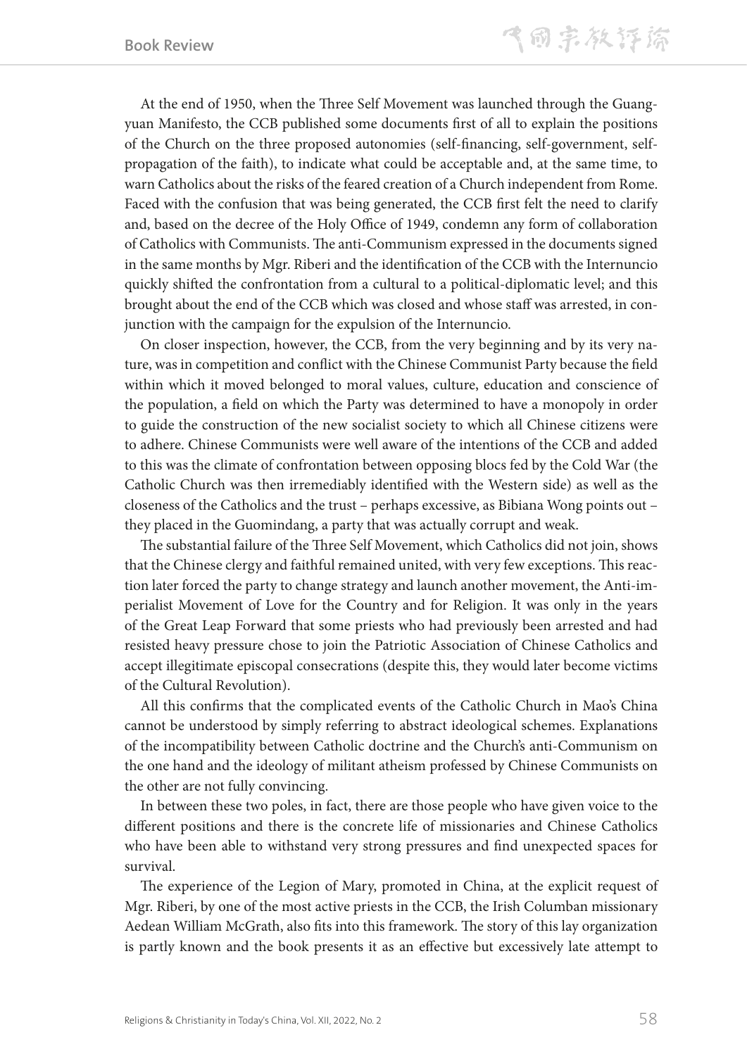At the end of 1950, when the Three Self Movement was launched through the Guangyuan Manifesto, the CCB published some documents first of all to explain the positions of the Church on the three proposed autonomies (self-financing, self-government, self-propagation of the faith), to indicate what could be acceptable and, at the same time, to warn Catholics about the risks of the feared creation of a Church independent from Rome. Faced with the confusion that was being generated, the CCB first felt the need to clarify and, based on the decree of the Holy Office of 1949, condemn any form of collaboration of Catholics with Communists. The anti-Communism expressed in the documents signed in the same months by Mgr. Riberi and the identification of the CCB with the Internuncio quickly shifted the confrontation from a cultural to a political-diplomatic level; and this brought about the end of the CCB which was closed and whose staff was arrested, in conjunction with the campaign for the expulsion of the Internuncio.

On closer inspection, however, the CCB, from the very beginning and by its very nature, was in competition and conflict with the Chinese Communist Party because the field within which it moved belonged to moral values, culture, education and conscience of the population, a field on which the Party was determined to have a monopoly in order to guide the construction of the new socialist society to which all Chinese citizens were to adhere. Chinese Communists were well aware of the intentions of the CCB and added to this was the climate of confrontation between opposing blocs fed by the Cold War (the Catholic Church was then irremediably identified with the Western side) as well as the closeness of the Catholics and the trust – perhaps excessive, as Bibiana Wong points out – they placed in the Guomindang, a party that was actually corrupt and weak.

The substantial failure of the Three Self Movement, which Catholics did not join, shows that the Chinese clergy and faithful remained united, with very few exceptions. This reaction later forced the party to change strategy and launch another movement, the Anti-imperialist Movement of Love for the Country and for Religion. It was only in the years of the Great Leap Forward that some priests who had previously been arrested and had resisted heavy pressure chose to join the Patriotic Association of Chinese Catholics and accept illegitimate episcopal consecrations (despite this, they would later become victims of the Cultural Revolution).

All this confirms that the complicated events of the Catholic Church in Mao's China cannot be understood by simply referring to abstract ideological schemes. Explanations of the incompatibility between Catholic doctrine and the Church's anti-Communism on the one hand and the ideology of militant atheism professed by Chinese Communists on the other are not fully convincing.

In between these two poles, in fact, there are those people who have given voice to the different positions and there is the concrete life of missionaries and Chinese Catholics who have been able to withstand very strong pressures and find unexpected spaces for survival.

The experience of the Legion of Mary, promoted in China, at the explicit request of Mgr. Riberi, by one of the most active priests in the CCB, the Irish Columban missionary Aedean William McGrath, also fits into this framework. The story of this lay organization is partly known and the book presents it as an effective but excessively late attempt to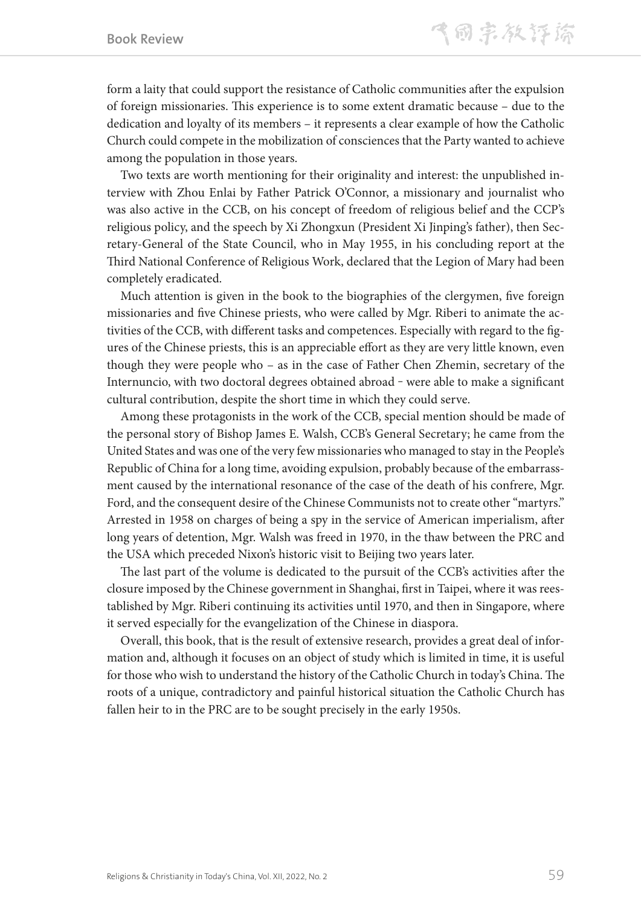form a laity that could support the resistance of Catholic communities after the expulsion of foreign missionaries. This experience is to some extent dramatic because – due to the dedication and loyalty of its members – it represents a clear example of how the Catholic Church could compete in the mobilization of consciences that the Party wanted to achieve among the population in those years.

Two texts are worth mentioning for their originality and interest: the unpublished interview with Zhou Enlai by Father Patrick O'Connor, a missionary and journalist who was also active in the CCB, on his concept of freedom of religious belief and the CCP's religious policy, and the speech by Xi Zhongxun (President Xi Jinping's father), then Secretary-General of the State Council, who in May 1955, in his concluding report at the Third National Conference of Religious Work, declared that the Legion of Mary had been completely eradicated.

Much attention is given in the book to the biographies of the clergymen, five foreign missionaries and five Chinese priests, who were called by Mgr. Riberi to animate the activities of the CCB, with different tasks and competences. Especially with regard to the figures of the Chinese priests, this is an appreciable effort as they are very little known, even though they were people who – as in the case of Father Chen Zhemin, secretary of the Internuncio, with two doctoral degrees obtained abroad – were able to make a significant cultural contribution, despite the short time in which they could serve.

Among these protagonists in the work of the CCB, special mention should be made of the personal story of Bishop James E. Walsh, CCB's General Secretary; he came from the United States and was one of the very few missionaries who managed to stay in the People's Republic of China for a long time, avoiding expulsion, probably because of the embarrassment caused by the international resonance of the case of the death of his confrere, Mgr. Ford, and the consequent desire of the Chinese Communists not to create other "martyrs." Arrested in 1958 on charges of being a spy in the service of American imperialism, after long years of detention, Mgr. Walsh was freed in 1970, in the thaw between the PRC and the USA which preceded Nixon's historic visit to Beijing two years later.

The last part of the volume is dedicated to the pursuit of the CCB's activities after the closure imposed by the Chinese government in Shanghai, first in Taipei, where it was reestablished by Mgr. Riberi continuing its activities until 1970, and then in Singapore, where it served especially for the evangelization of the Chinese in diaspora.

Overall, this book, that is the result of extensive research, provides a great deal of information and, although it focuses on an object of study which is limited in time, it is useful for those who wish to understand the history of the Catholic Church in today's China. The roots of a unique, contradictory and painful historical situation the Catholic Church has fallen heir to in the PRC are to be sought precisely in the early 1950s.